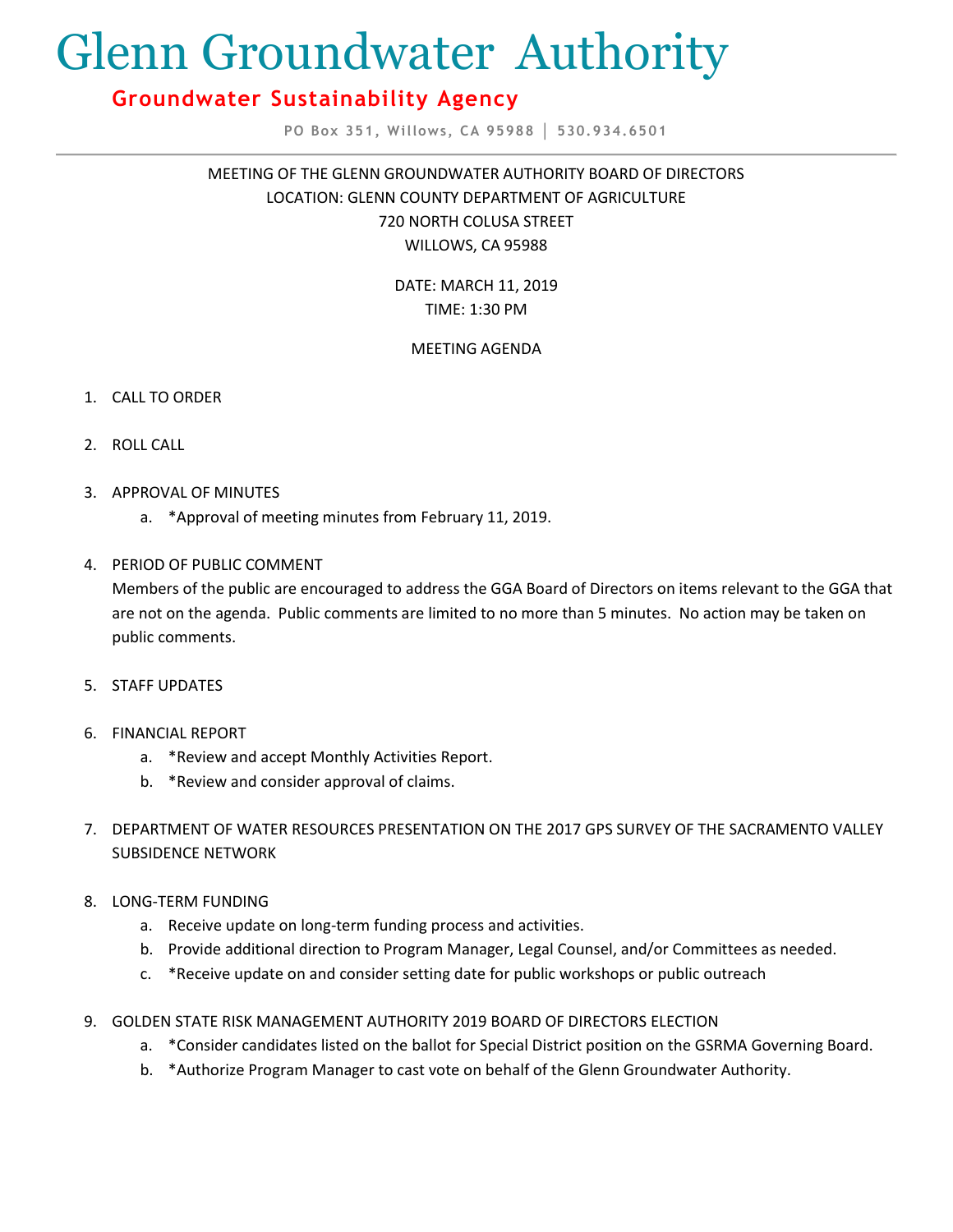# Glenn Groundwater Authority

## Groundwater Sustainability Agency

PO Box 351, Willows, CA 95988 | 530.934.6501

---

MEETING OF THE GLENN GROUNDWATER AUTHORITY BOARD OF DIRECTORS
LOCATION: GLENN COUNTY DEPARTMENT OF AGRICULTURE
720 NORTH COLUSA STREET
WILLOWS, CA 95988

DATE: MARCH 11, 2019
TIME: 1:30 PM

MEETING AGENDA

1. CALL TO ORDER

2. ROLL CALL

3. APPROVAL OF MINUTES
   a. *Approval of meeting minutes from February 11, 2019.

4. PERIOD OF PUBLIC COMMENT
   Members of the public are encouraged to address the GGA Board of Directors on items relevant to the GGA that are not on the agenda. Public comments are limited to no more than 5 minutes. No action may be taken on public comments.

5. STAFF UPDATES

6. FINANCIAL REPORT
   a. *Review and accept Monthly Activities Report.
   b. *Review and consider approval of claims.

7. DEPARTMENT OF WATER RESOURCES PRESENTATION ON THE 2017 GPS SURVEY OF THE SACRAMENTO VALLEY SUBSIDENCE NETWORK

8. LONG-TERM FUNDING
   a. Receive update on long-term funding process and activities.
   b. Provide additional direction to Program Manager, Legal Counsel, and/or Committees as needed.
   c. *Receive update on and consider setting date for public workshops or public outreach

9. GOLDEN STATE RISK MANAGEMENT AUTHORITY 2019 BOARD OF DIRECTORS ELECTION
   a. *Consider candidates listed on the ballot for Special District position on the GSRMA Governing Board.
   b. *Authorize Program Manager to cast vote on behalf of the Glenn Groundwater Authority.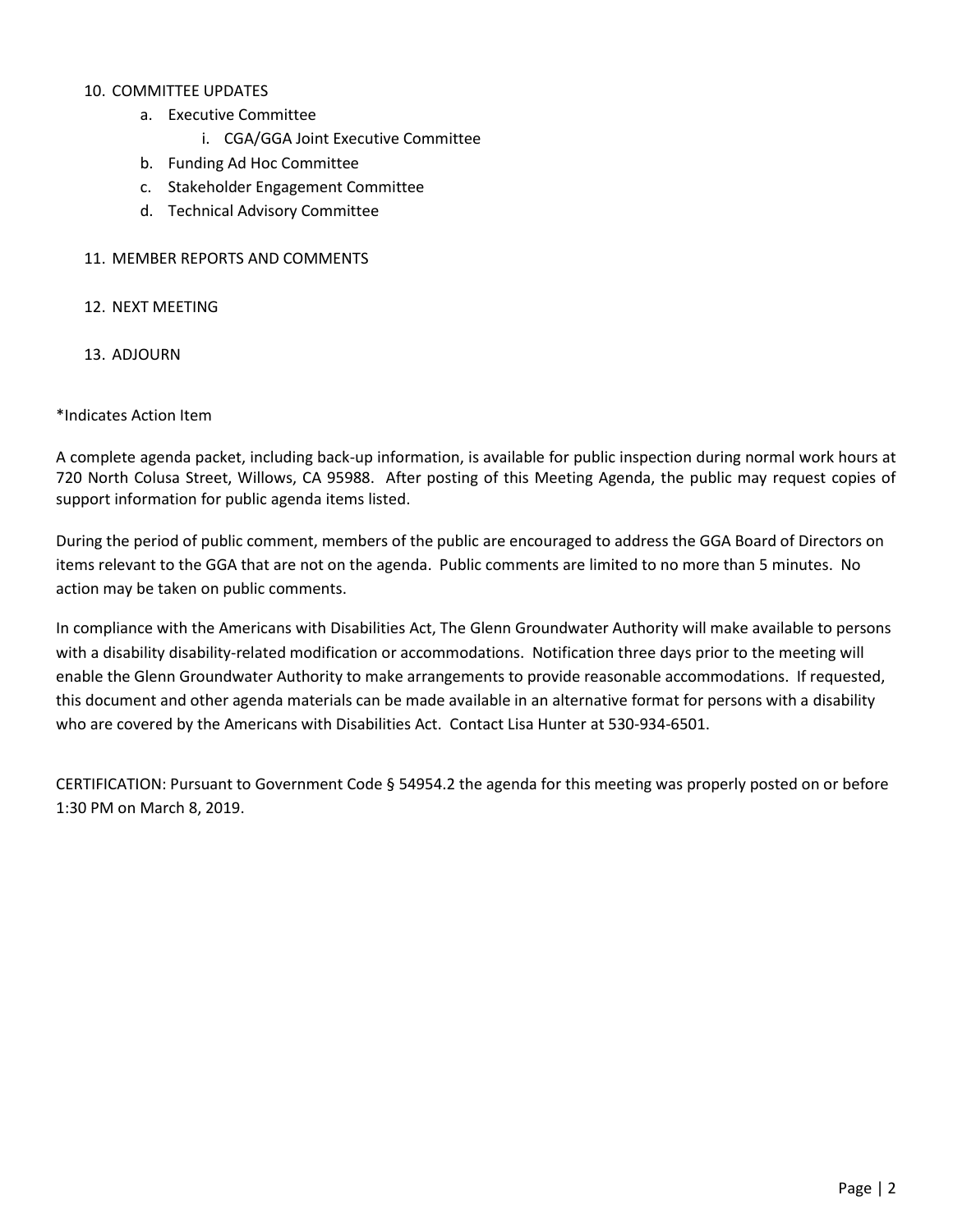10. COMMITTEE UPDATES
    a. Executive Committee
        i. CGA/GGA Joint Executive Committee
    b. Funding Ad Hoc Committee
    c. Stakeholder Engagement Committee
    d. Technical Advisory Committee

11. MEMBER REPORTS AND COMMENTS

12. NEXT MEETING

13. ADJOURN

*Indicates Action Item

A complete agenda packet, including back-up information, is available for public inspection during normal work hours at 720 North Colusa Street, Willows, CA 95988. After posting of this Meeting Agenda, the public may request copies of support information for public agenda items listed.

During the period of public comment, members of the public are encouraged to address the GGA Board of Directors on items relevant to the GGA that are not on the agenda. Public comments are limited to no more than 5 minutes. No action may be taken on public comments.

In compliance with the Americans with Disabilities Act, The Glenn Groundwater Authority will make available to persons with a disability disability-related modification or accommodations. Notification three days prior to the meeting will enable the Glenn Groundwater Authority to make arrangements to provide reasonable accommodations. If requested, this document and other agenda materials can be made available in an alternative format for persons with a disability who are covered by the Americans with Disabilities Act. Contact Lisa Hunter at 530-934-6501.

CERTIFICATION: Pursuant to Government Code § 54954.2 the agenda for this meeting was properly posted on or before 1:30 PM on March 8, 2019.